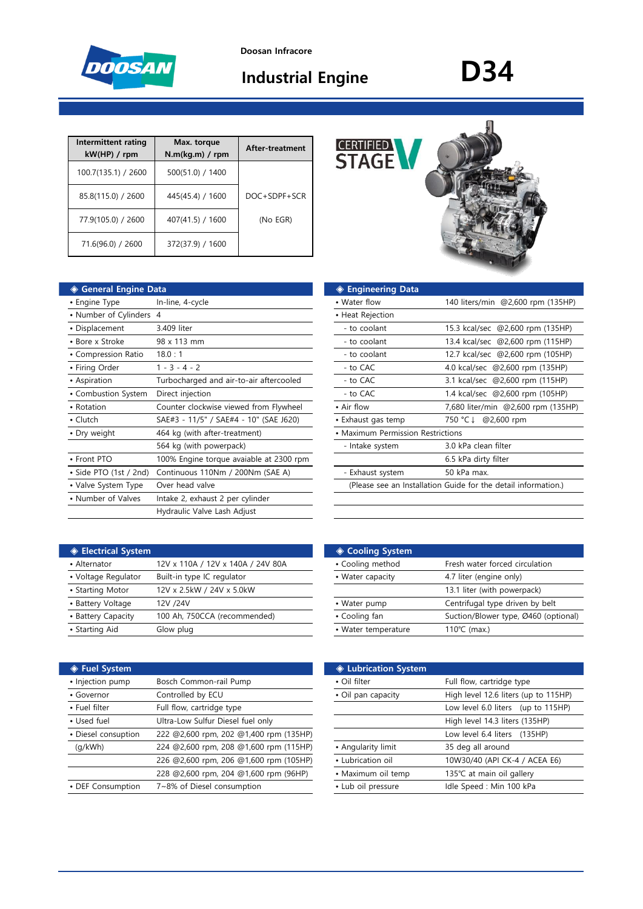Doosan Infracore

# Industrial Engine D34

| Intermittent rating kW(HP) / rpm | Max. torque N.m(kg.m) / rpm | After-treatment |
|---|---|---|
| 100.7(135.1) / 2600 | 500(51.0) / 1400 | DOC+SDPF+SCR |
| 85.8(115.0) / 2600 | 445(45.4) / 1600 | |
| 77.9(105.0) / 2600 | 407(41.5) / 1600 | (No EGR) |
| 71.6(96.0) / 2600 | 372(37.9) / 1600 | |

CERTIFIED STAGE V

## ◈ General Engine Data

| | |
|---|---|
| • Engine Type | In-line, 4-cycle |
| • Number of Cylinders | 4 |
| • Displacement | 3.409 liter |
| • Bore x Stroke | 98 x 113 mm |
| • Compression Ratio | 18.0 : 1 |
| • Firing Order | 1 - 3 - 4 - 2 |
| • Aspiration | Turbocharged and air-to-air aftercooled |
| • Combustion System | Direct injection |
| • Rotation | Counter clockwise viewed from Flywheel |
| • Clutch | SAE#3 - 11/5" / SAE#4 - 10" (SAE J620) |
| • Dry weight | 464 kg (with after-treatment) |
| | 564 kg (with powerpack) |
| • Front PTO | 100% Engine torque avaiable at 2300 rpm |
| • Side PTO (1st / 2nd) | Continuous 110Nm / 200Nm (SAE A) |
| • Valve System Type | Over head valve |
| • Number of Valves | Intake 2, exhaust 2 per cylinder |
| | Hydraulic Valve Lash Adjust |

## ◈ Engineering Data

| | |
|---|---|
| • Water flow | 140 liters/min @2,600 rpm (135HP) |
| • Heat Rejection | |
| - to coolant | 15.3 kcal/sec @2,600 rpm (135HP) |
| - to coolant | 13.4 kcal/sec @2,600 rpm (115HP) |
| - to coolant | 12.7 kcal/sec @2,600 rpm (105HP) |
| - to CAC | 4.0 kcal/sec @2,600 rpm (135HP) |
| - to CAC | 3.1 kcal/sec @2,600 rpm (115HP) |
| - to CAC | 1.4 kcal/sec @2,600 rpm (105HP) |
| • Air flow | 7,680 liter/min @2,600 rpm (135HP) |
| • Exhaust gas temp | 750 °C↓ @2,600 rpm |
| • Maximum Permission Restrictions | |
| - Intake system | 3.0 kPa clean filter |
| | 6.5 kPa dirty filter |
| - Exhaust system | 50 kPa max. |
| (Please see an Installation Guide for the detail information.) | |

## ◈ Electrical System

| | |
|---|---|
| • Alternator | 12V x 110A / 12V x 140A / 24V 80A |
| • Voltage Regulator | Built-in type IC regulator |
| • Starting Motor | 12V x 2.5kW / 24V x 5.0kW |
| • Battery Voltage | 12V /24V |
| • Battery Capacity | 100 Ah, 750CCA (recommended) |
| • Starting Aid | Glow plug |

## ◈ Cooling System

| | |
|---|---|
| • Cooling method | Fresh water forced circulation |
| • Water capacity | 4.7 liter (engine only) |
| | 13.1 liter (with powerpack) |
| • Water pump | Centrifugal type driven by belt |
| • Cooling fan | Suction/Blower type, Ø460 (optional) |
| • Water temperature | 110℃ (max.) |

## ◈ Fuel System

| | |
|---|---|
| • Injection pump | Bosch Common-rail Pump |
| • Governor | Controlled by ECU |
| • Fuel filter | Full flow, cartridge type |
| • Used fuel | Ultra-Low Sulfur Diesel fuel only |
| • Diesel consuption | 222 @2,600 rpm, 202 @1,400 rpm (135HP) |
| (g/kWh) | 224 @2,600 rpm, 208 @1,600 rpm (115HP) |
| | 226 @2,600 rpm, 206 @1,600 rpm (105HP) |
| | 228 @2,600 rpm, 204 @1,600 rpm (96HP) |
| • DEF Consumption | 7~8% of Diesel consumption |

## ◈ Lubrication System

| | |
|---|---|
| • Oil filter | Full flow, cartridge type |
| • Oil pan capacity | High level 12.6 liters (up to 115HP) |
| | Low level 6.0 liters (up to 115HP) |
| | High level 14.3 liters (135HP) |
| | Low level 6.4 liters (135HP) |
| • Angularity limit | 35 deg all around |
| • Lubrication oil | 10W30/40 (API CK-4 / ACEA E6) |
| • Maximum oil temp | 135℃ at main oil gallery |
| • Lub oil pressure | Idle Speed : Min 100 kPa |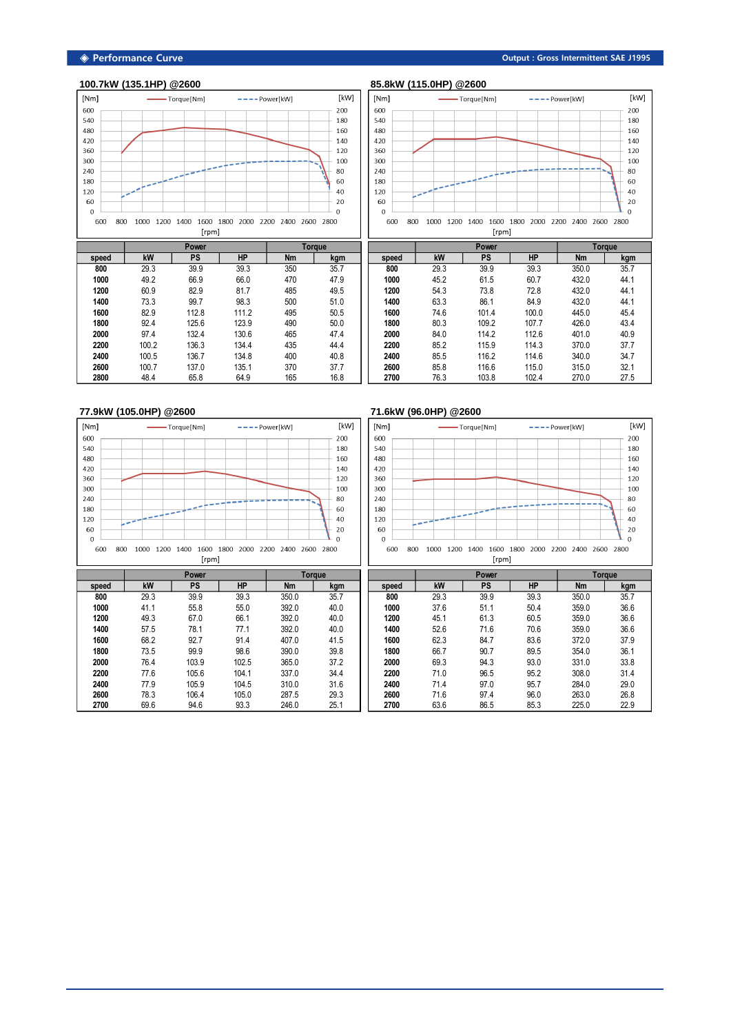## ◈ Performance Curve

Output : Gross Intermittent SAE J1995

### 100.7kW (135.1HP) @2600

| speed | Power | | | Torque | |
|---|---|---|---|---|---|
| | kW | PS | HP | Nm | kgm |
| 800 | 29.3 | 39.9 | 39.3 | 350 | 35.7 |
| 1000 | 49.2 | 66.9 | 66.0 | 470 | 47.9 |
| 1200 | 60.9 | 82.9 | 81.7 | 485 | 49.5 |
| 1400 | 73.3 | 99.7 | 98.3 | 500 | 51.0 |
| 1600 | 82.9 | 112.8 | 111.2 | 495 | 50.5 |
| 1800 | 92.4 | 125.6 | 123.9 | 490 | 50.0 |
| 2000 | 97.4 | 132.4 | 130.6 | 465 | 47.4 |
| 2200 | 100.2 | 136.3 | 134.4 | 435 | 44.4 |
| 2400 | 100.5 | 136.7 | 134.8 | 400 | 40.8 |
| 2600 | 100.7 | 137.0 | 135.1 | 370 | 37.7 |
| 2800 | 48.4 | 65.8 | 64.9 | 165 | 16.8 |

### 85.8kW (115.0HP) @2600

| speed | Power | | | Torque | |
|---|---|---|---|---|---|
| | kW | PS | HP | Nm | kgm |
| 800 | 29.3 | 39.9 | 39.3 | 350.0 | 35.7 |
| 1000 | 45.2 | 61.5 | 60.7 | 432.0 | 44.1 |
| 1200 | 54.3 | 73.8 | 72.8 | 432.0 | 44.1 |
| 1400 | 63.3 | 86.1 | 84.9 | 432.0 | 44.1 |
| 1600 | 74.6 | 101.4 | 100.0 | 445.0 | 45.4 |
| 1800 | 80.3 | 109.2 | 107.7 | 426.0 | 43.4 |
| 2000 | 84.0 | 114.2 | 112.6 | 401.0 | 40.9 |
| 2200 | 85.2 | 115.9 | 114.3 | 370.0 | 37.7 |
| 2400 | 85.5 | 116.2 | 114.6 | 340.0 | 34.7 |
| 2600 | 85.8 | 116.6 | 115.0 | 315.0 | 32.1 |
| 2700 | 76.3 | 103.8 | 102.4 | 270.0 | 27.5 |

### 77.9kW (105.0HP) @2600

| speed | Power | | | Torque | |
|---|---|---|---|---|---|
| | kW | PS | HP | Nm | kgm |
| 800 | 29.3 | 39.9 | 39.3 | 350.0 | 35.7 |
| 1000 | 41.1 | 55.8 | 55.0 | 392.0 | 40.0 |
| 1200 | 49.3 | 67.0 | 66.1 | 392.0 | 40.0 |
| 1400 | 57.5 | 78.1 | 77.1 | 392.0 | 40.0 |
| 1600 | 68.2 | 92.7 | 91.4 | 407.0 | 41.5 |
| 1800 | 73.5 | 99.9 | 98.6 | 390.0 | 39.8 |
| 2000 | 76.4 | 103.9 | 102.5 | 365.0 | 37.2 |
| 2200 | 77.6 | 105.6 | 104.1 | 337.0 | 34.4 |
| 2400 | 77.9 | 105.9 | 104.5 | 310.0 | 31.6 |
| 2600 | 78.3 | 106.4 | 105.0 | 287.5 | 29.3 |
| 2700 | 69.6 | 94.6 | 93.3 | 246.0 | 25.1 |

### 71.6kW (96.0HP) @2600

| speed | Power | | | Torque | |
|---|---|---|---|---|---|
| | kW | PS | HP | Nm | kgm |
| 800 | 29.3 | 39.9 | 39.3 | 350.0 | 35.7 |
| 1000 | 37.6 | 51.1 | 50.4 | 359.0 | 36.6 |
| 1200 | 45.1 | 61.3 | 60.5 | 359.0 | 36.6 |
| 1400 | 52.6 | 71.6 | 70.6 | 359.0 | 36.6 |
| 1600 | 62.3 | 84.7 | 83.6 | 372.0 | 37.9 |
| 1800 | 66.7 | 90.7 | 89.5 | 354.0 | 36.1 |
| 2000 | 69.3 | 94.3 | 93.0 | 331.0 | 33.8 |
| 2200 | 71.0 | 96.5 | 95.2 | 308.0 | 31.4 |
| 2400 | 71.4 | 97.0 | 95.7 | 284.0 | 29.0 |
| 2600 | 71.6 | 97.4 | 96.0 | 263.0 | 26.8 |
| 2700 | 63.6 | 86.5 | 85.3 | 225.0 | 22.9 |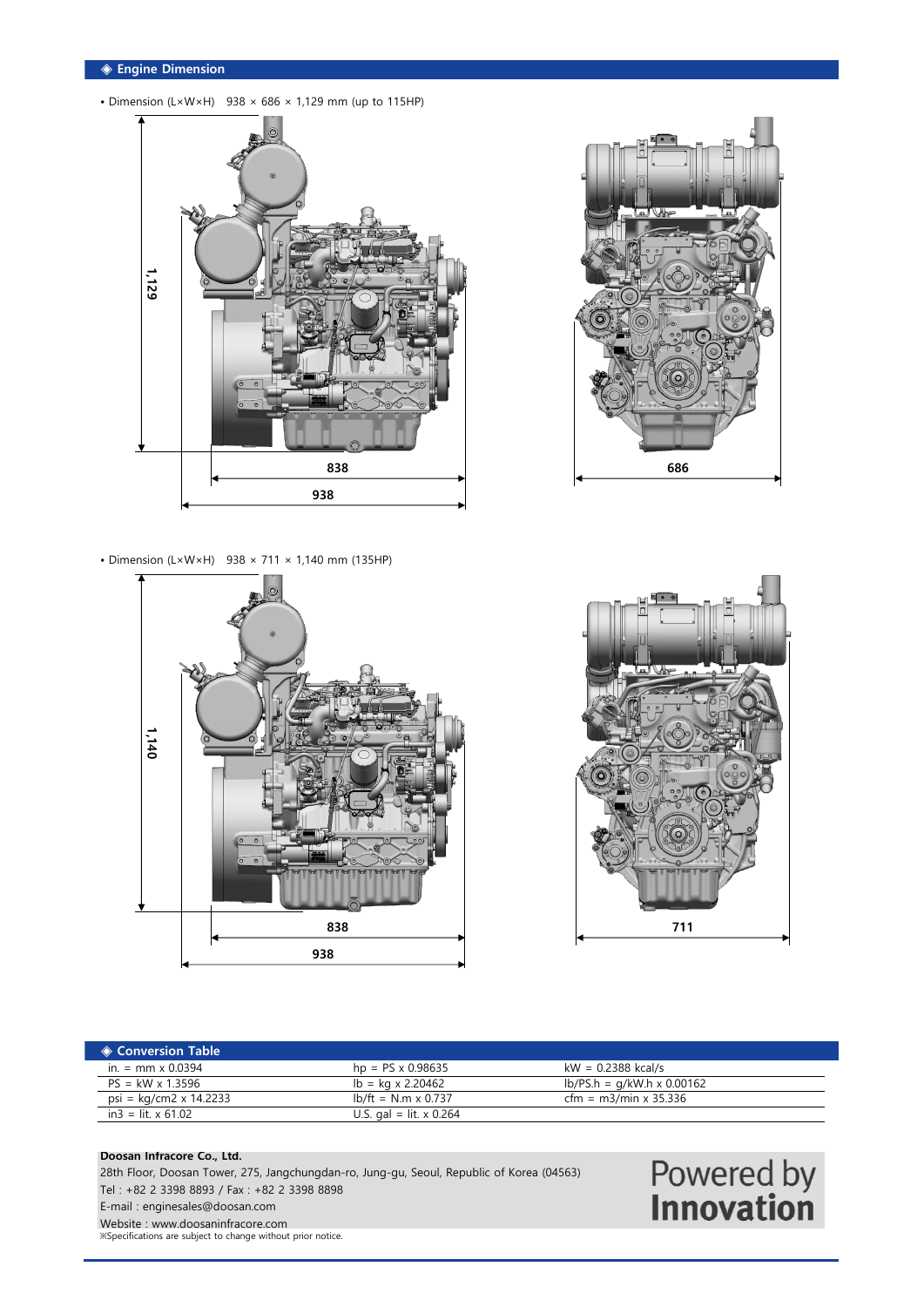## ◈ Engine Dimension

• Dimension (L×W×H) 938 × 686 × 1,129 mm (up to 115HP)

1,129

838

938

686

• Dimension (L×W×H) 938 × 711 × 1,140 mm (135HP)

1,140

838

938

711

## ◈ Conversion Table

| | | |
|---|---|---|
| in. = mm x 0.0394 | hp = PS x 0.98635 | kW = 0.2388 kcal/s |
| PS = kW x 1.3596 | lb = kg x 2.20462 | lb/PS.h = g/kW.h x 0.00162 |
| psi = kg/cm2 x 14.2233 | lb/ft = N.m x 0.737 | cfm = m3/min x 35.336 |
| in3 = lit. x 61.02 | U.S. gal = lit. x 0.264 | |

**Doosan Infracore Co., Ltd.**

28th Floor, Doosan Tower, 275, Jangchungdan-ro, Jung-gu, Seoul, Republic of Korea (04563)

Tel : +82 2 3398 8893 / Fax : +82 2 3398 8898

E-mail : enginesales@doosan.com

Website : www.doosaninfracore.com

※Specifications are subject to change without prior notice.

Powered by **Innovation**